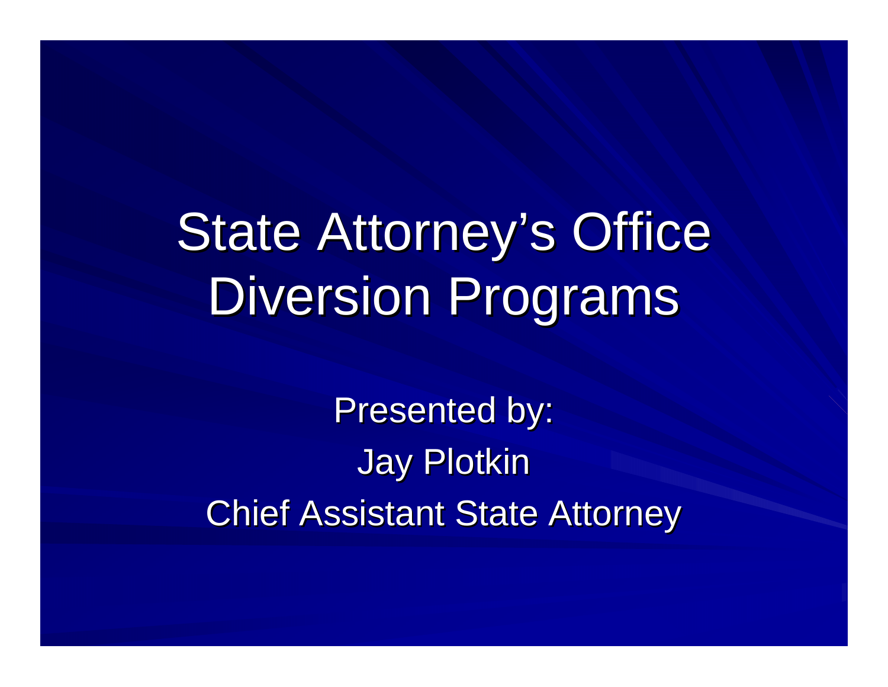# State Attorney's Office Diversion Programs

Presented by:

Jay Plotkin

Chief Assistant State Attorney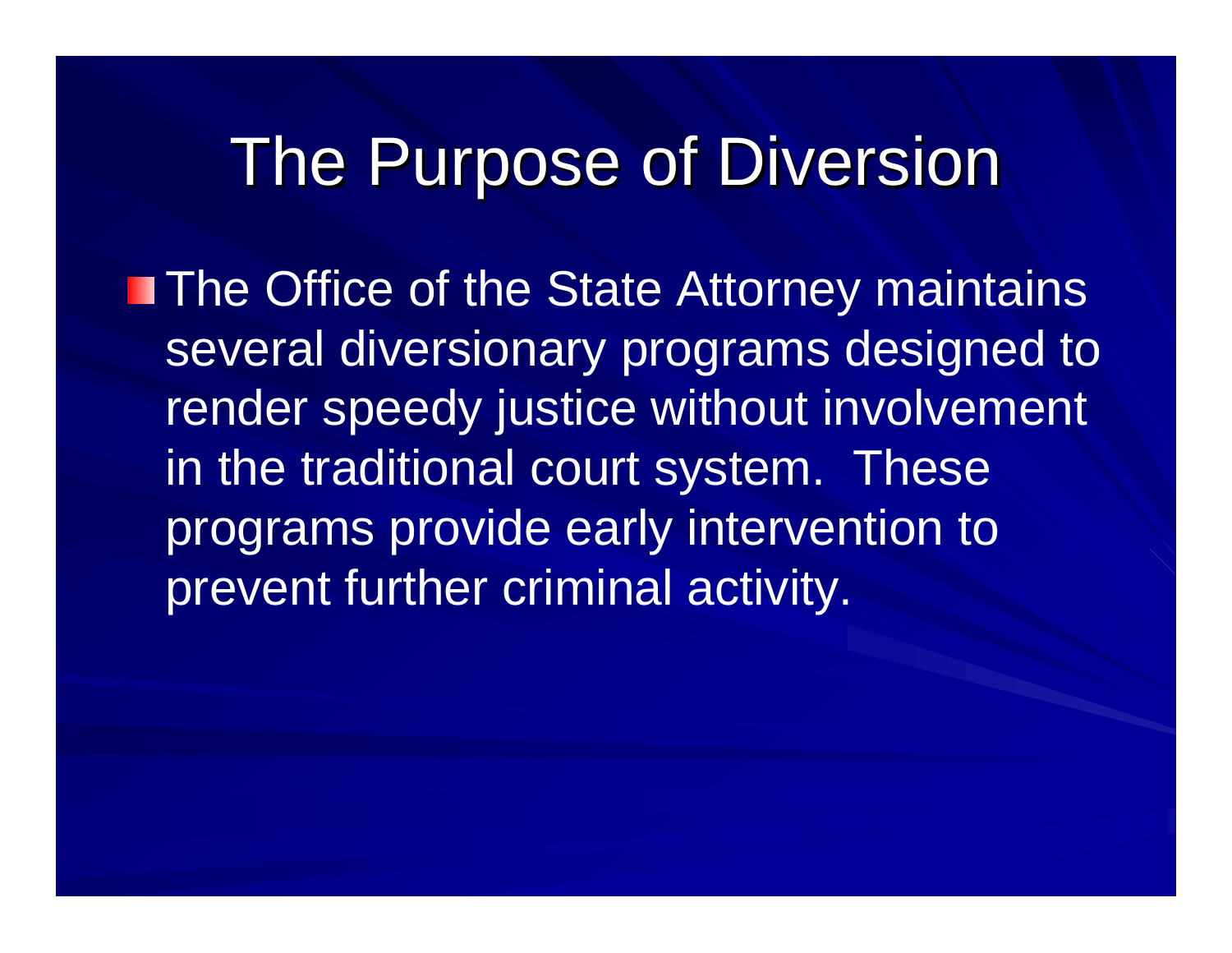# The Purpose of Diversion

- The Office of the State Attorney maintains several diversionary programs designed to render speedy justice without involvement in the traditional court system. These programs provide early intervention to prevent further criminal activity.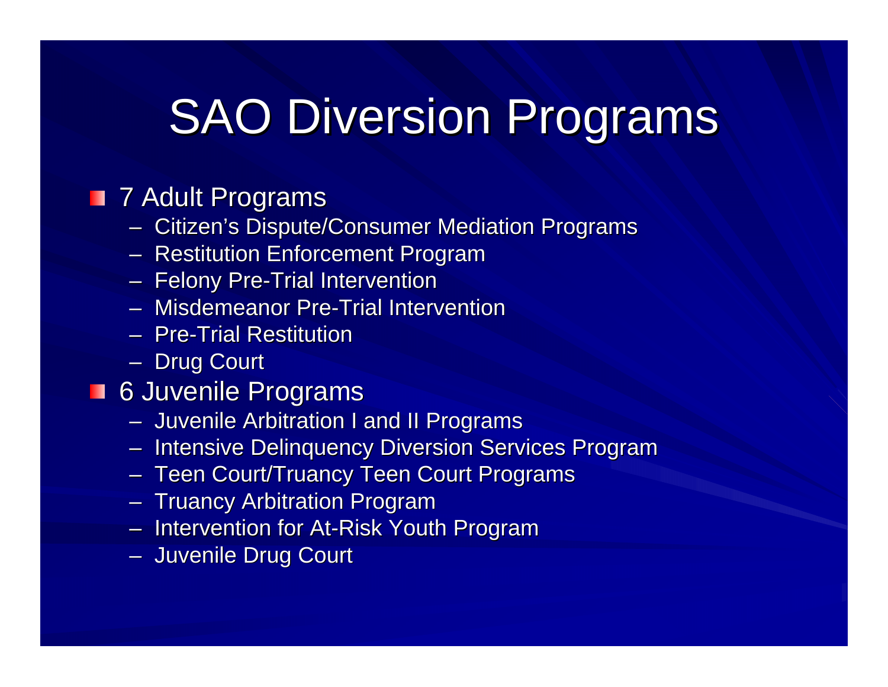# SAO Diversion Programs

- 7 Adult Programs
  - Citizen's Dispute/Consumer Mediation Programs
  - Restitution Enforcement Program
  - Felony Pre-Trial Intervention
  - Misdemeanor Pre-Trial Intervention
  - Pre-Trial Restitution
  - Drug Court
- 6 Juvenile Programs
  - Juvenile Arbitration I and II Programs
  - Intensive Delinquency Diversion Services Program
  - Teen Court/Truancy Teen Court Programs
  - Truancy Arbitration Program
  - Intervention for At-Risk Youth Program
  - Juvenile Drug Court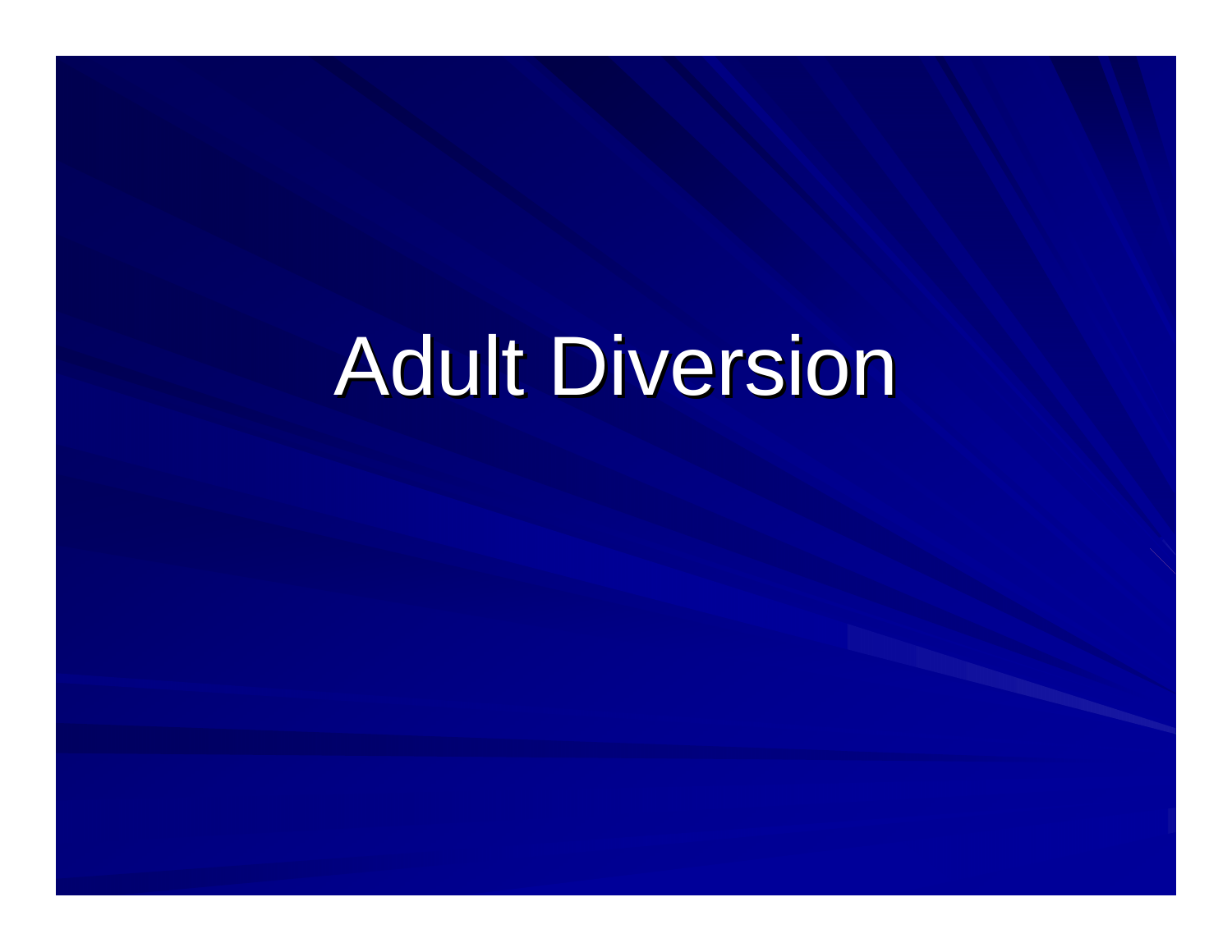# Adult Diversion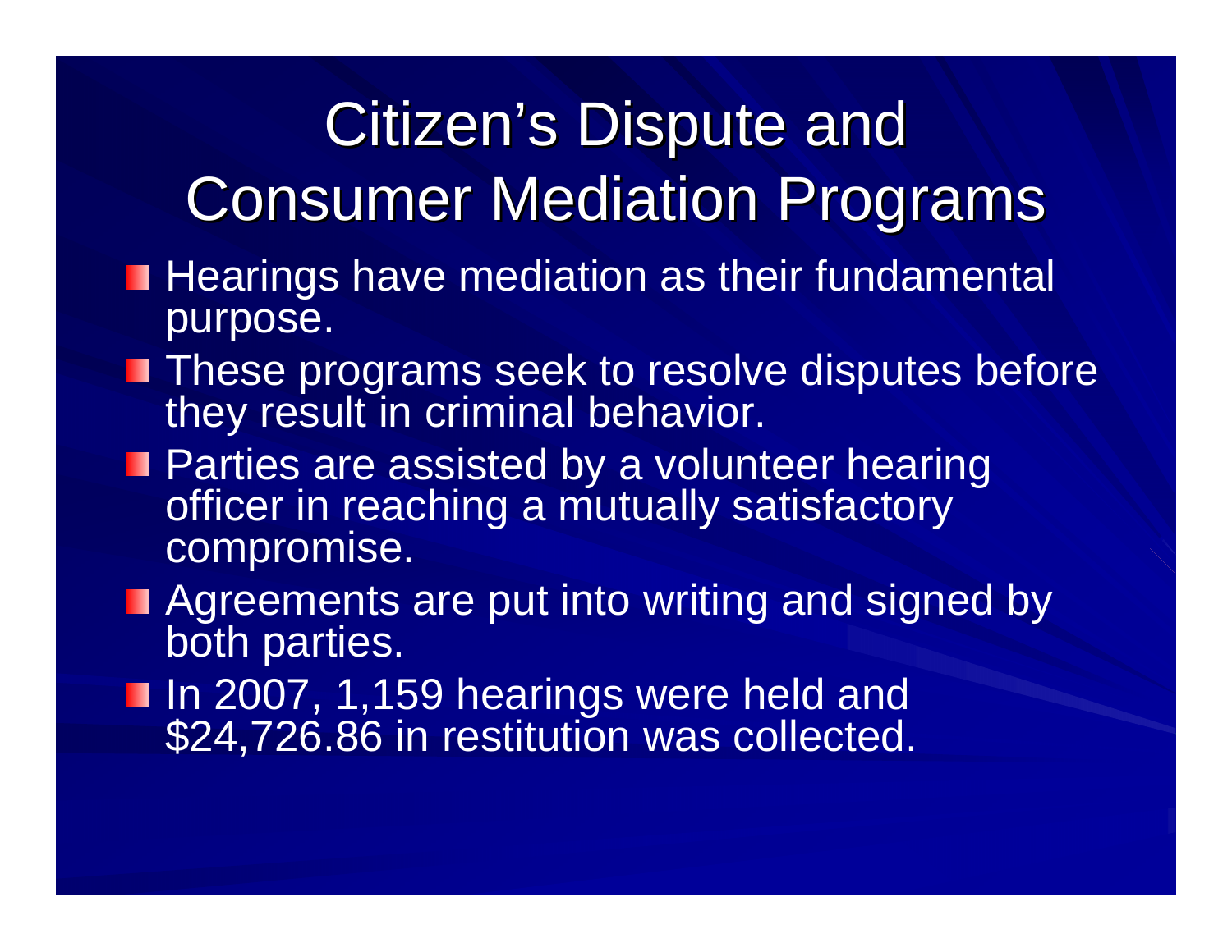# Citizen's Dispute and Consumer Mediation Programs

- Hearings have mediation as their fundamental purpose.
- These programs seek to resolve disputes before they result in criminal behavior.
- Parties are assisted by a volunteer hearing officer in reaching a mutually satisfactory compromise.
- Agreements are put into writing and signed by both parties.
- In 2007, 1,159 hearings were held and $24,726.86 in restitution was collected.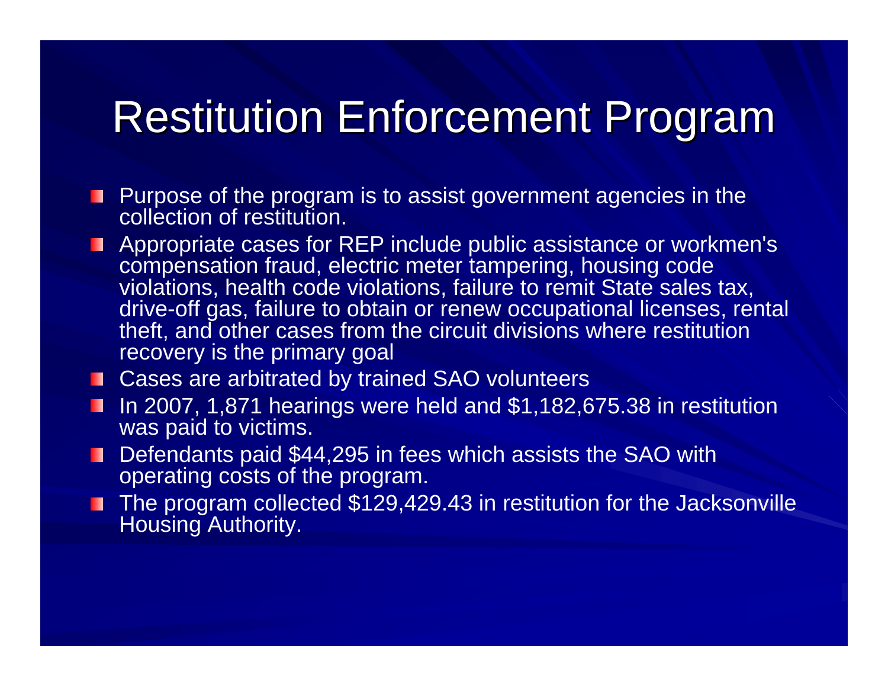# Restitution Enforcement Program

- Purpose of the program is to assist government agencies in the collection of restitution.
- Appropriate cases for REP include public assistance or workmen's compensation fraud, electric meter tampering, housing code violations, health code violations, failure to remit State sales tax, drive-off gas, failure to obtain or renew occupational licenses, rental theft, and other cases from the circuit divisions where restitution recovery is the primary goal
- Cases are arbitrated by trained SAO volunteers
- In 2007, 1,871 hearings were held and $1,182,675.38 in restitution was paid to victims.
- Defendants paid $44,295 in fees which assists the SAO with operating costs of the program.
- The program collected $129,429.43 in restitution for the Jacksonville Housing Authority.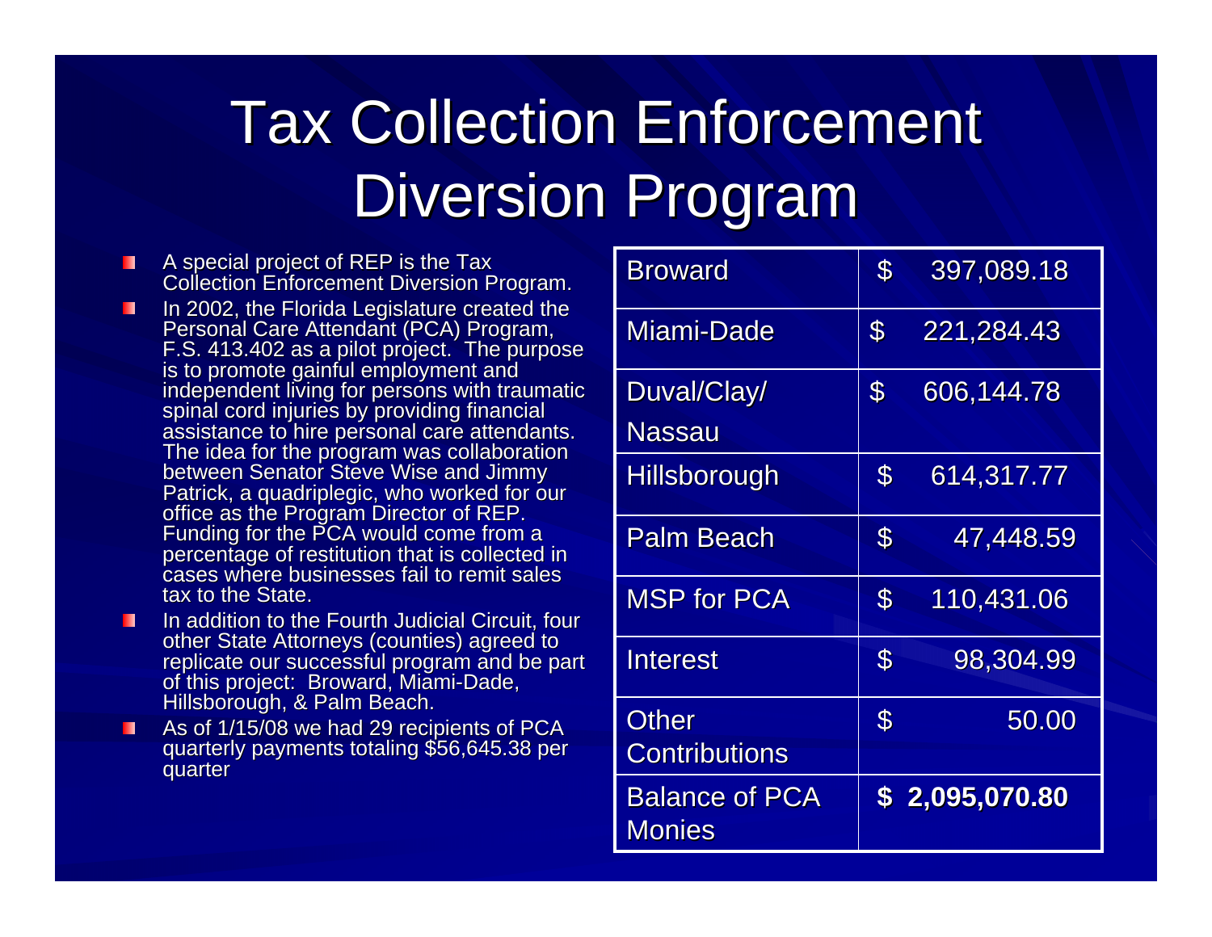# Tax Collection Enforcement Diversion Program

- A special project of REP is the Tax Collection Enforcement Diversion Program.
- In 2002, the Florida Legislature created the Personal Care Attendant (PCA) Program, F.S. 413.402 as a pilot project. The purpose is to promote gainful employment and independent living for persons with traumatic spinal cord injuries by providing financial assistance to hire personal care attendants. The idea for the program was collaboration between Senator Steve Wise and Jimmy Patrick, a quadriplegic, who worked for our office as the Program Director of REP. Funding for the PCA would come from a percentage of restitution that is collected in cases where businesses fail to remit sales tax to the State.
- In addition to the Fourth Judicial Circuit, four other State Attorneys (counties) agreed to replicate our successful program and be part of this project: Broward, Miami-Dade, Hillsborough, & Palm Beach.
- As of 1/15/08 we had 29 recipients of PCA quarterly payments totaling $56,645.38 per quarter

| | |
|---|---|
| Broward | $ 397,089.18 |
| Miami-Dade | $ 221,284.43 |
| Duval/Clay/ Nassau | $ 606,144.78 |
| Hillsborough | $ 614,317.77 |
| Palm Beach | $ 47,448.59 |
| MSP for PCA | $ 110,431.06 |
| Interest | $ 98,304.99 |
| Other Contributions | $ 50.00 |
| Balance of PCA Monies | **$ 2,095,070.80** |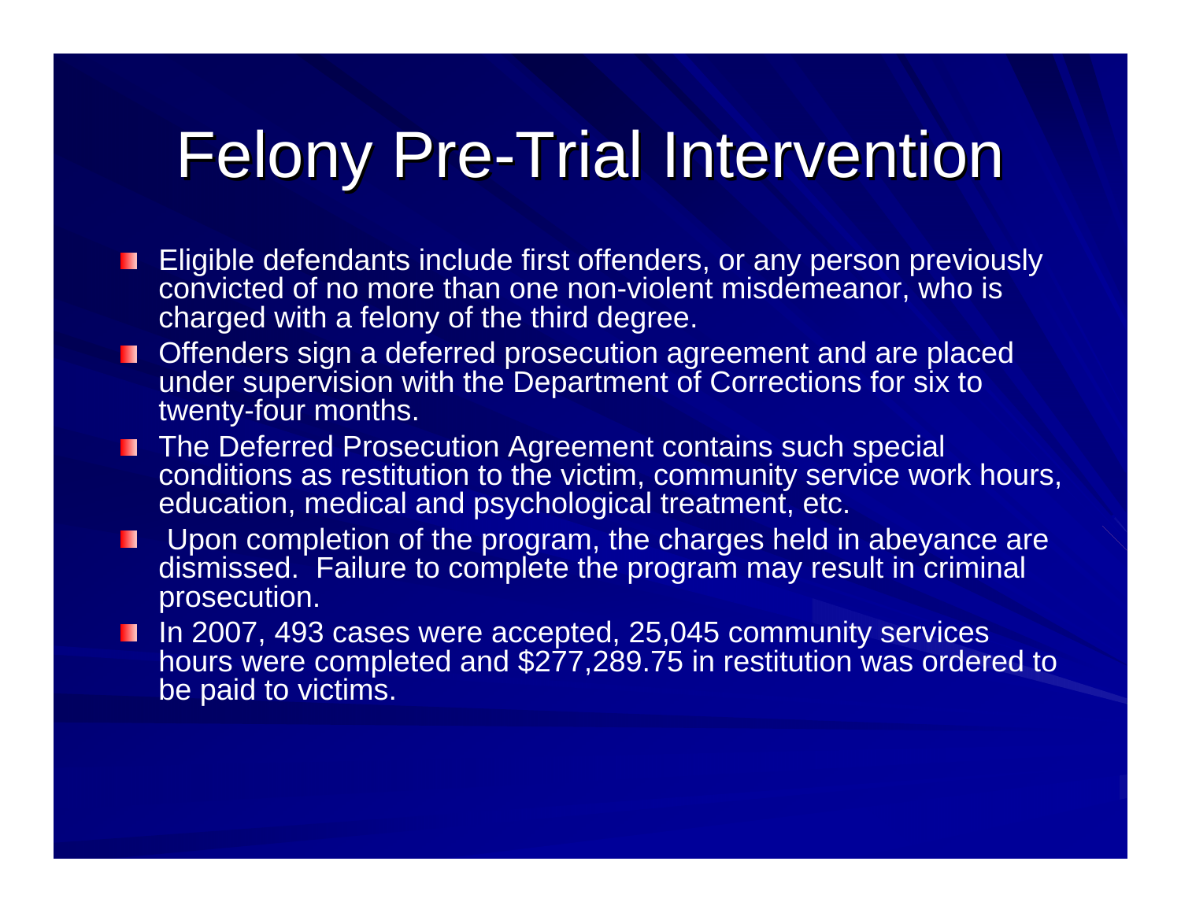# Felony Pre-Trial Intervention

- Eligible defendants include first offenders, or any person previously convicted of no more than one non-violent misdemeanor, who is charged with a felony of the third degree.
- Offenders sign a deferred prosecution agreement and are placed under supervision with the Department of Corrections for six to twenty-four months.
- The Deferred Prosecution Agreement contains such special conditions as restitution to the victim, community service work hours, education, medical and psychological treatment, etc.
- Upon completion of the program, the charges held in abeyance are dismissed. Failure to complete the program may result in criminal prosecution.
- In 2007, 493 cases were accepted, 25,045 community services hours were completed and $277,289.75 in restitution was ordered to be paid to victims.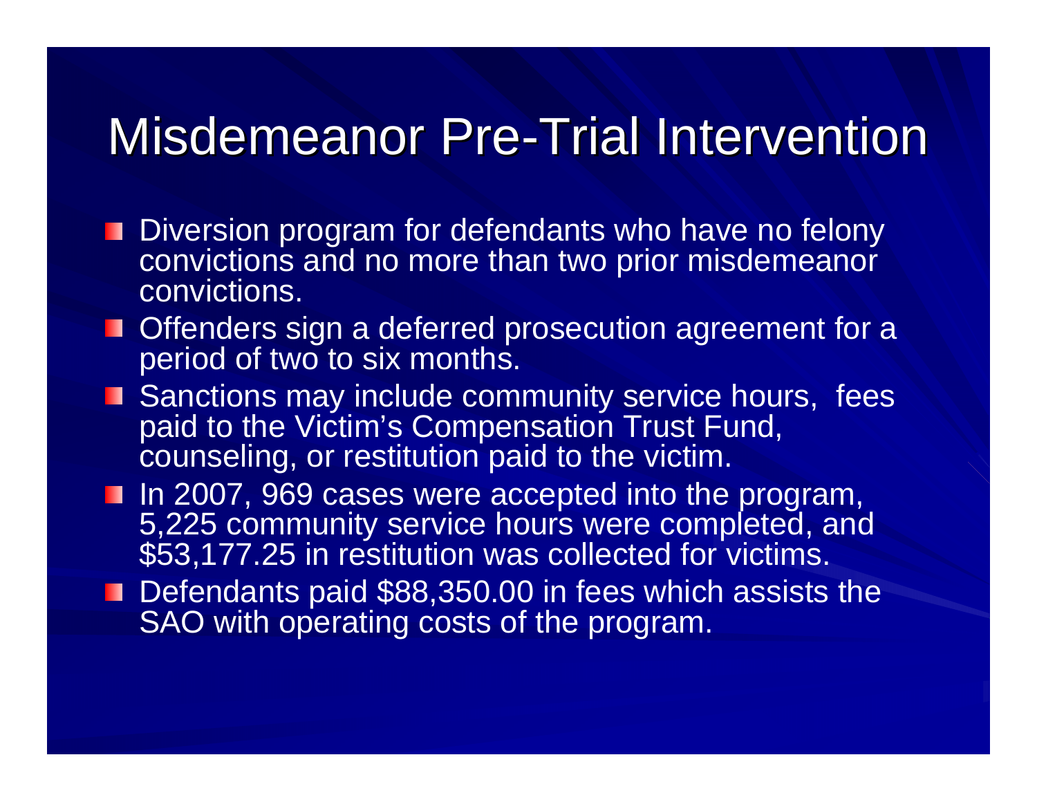# Misdemeanor Pre-Trial Intervention

- Diversion program for defendants who have no felony convictions and no more than two prior misdemeanor convictions.
- Offenders sign a deferred prosecution agreement for a period of two to six months.
- Sanctions may include community service hours, fees paid to the Victim's Compensation Trust Fund, counseling, or restitution paid to the victim.
- In 2007, 969 cases were accepted into the program, 5,225 community service hours were completed, and $53,177.25 in restitution was collected for victims.
- Defendants paid $88,350.00 in fees which assists the SAO with operating costs of the program.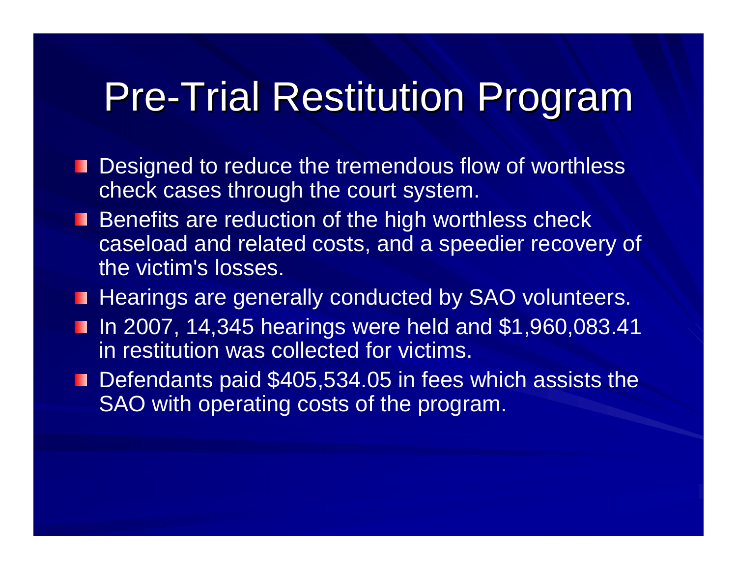# Pre-Trial Restitution Program

- Designed to reduce the tremendous flow of worthless check cases through the court system.
- Benefits are reduction of the high worthless check caseload and related costs, and a speedier recovery of the victim's losses.
- Hearings are generally conducted by SAO volunteers.
- In 2007, 14,345 hearings were held and $1,960,083.41 in restitution was collected for victims.
- Defendants paid $405,534.05 in fees which assists the SAO with operating costs of the program.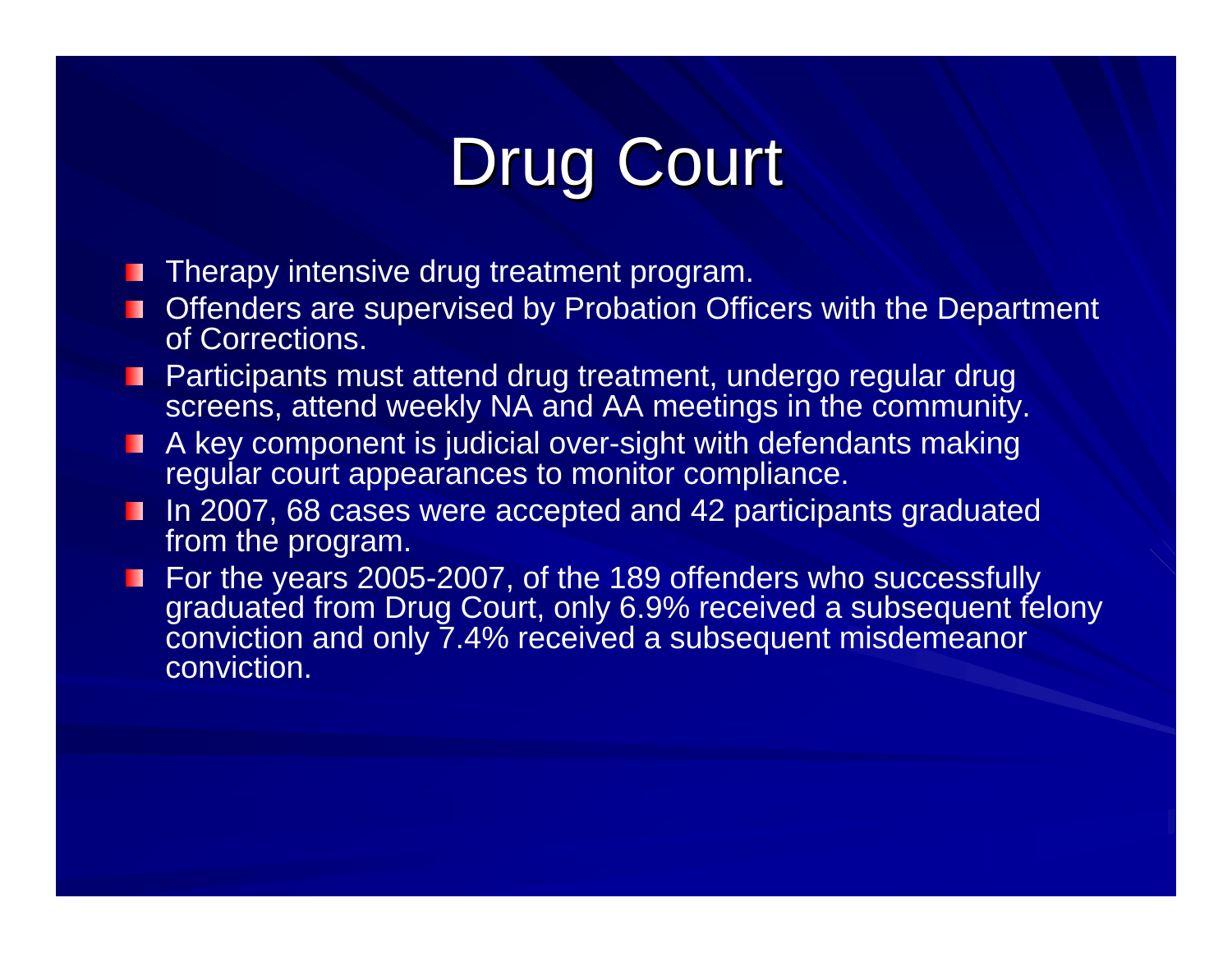# Drug Court

- Therapy intensive drug treatment program.
- Offenders are supervised by Probation Officers with the Department of Corrections.
- Participants must attend drug treatment, undergo regular drug screens, attend weekly NA and AA meetings in the community.
- A key component is judicial over-sight with defendants making regular court appearances to monitor compliance.
- In 2007, 68 cases were accepted and 42 participants graduated from the program.
- For the years 2005-2007, of the 189 offenders who successfully graduated from Drug Court, only 6.9% received a subsequent felony conviction and only 7.4% received a subsequent misdemeanor conviction.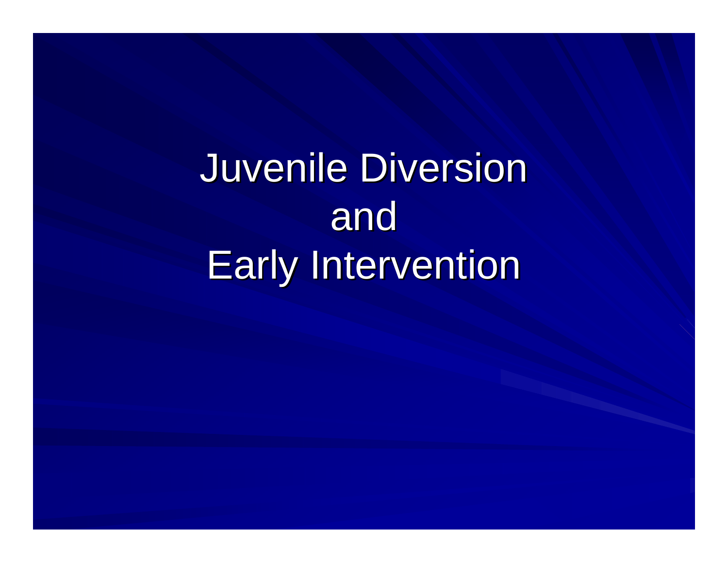# Juvenile Diversion and Early Intervention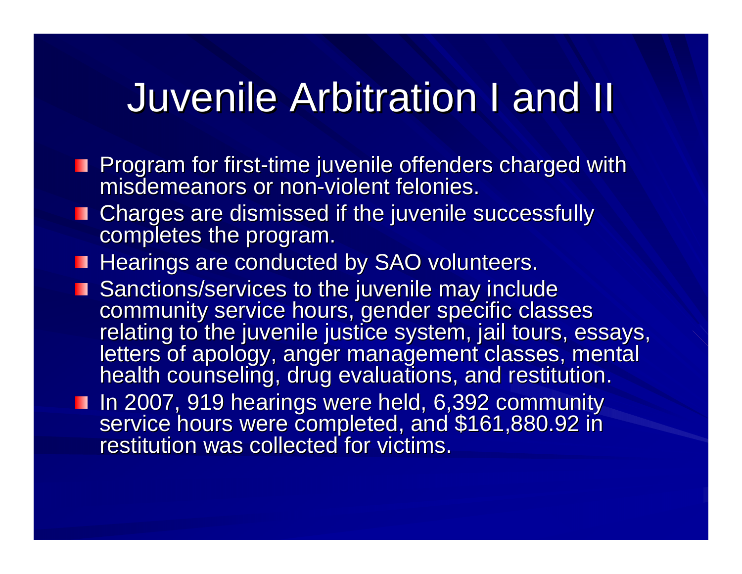# Juvenile Arbitration I and II

- Program for first-time juvenile offenders charged with misdemeanors or non-violent felonies.
- Charges are dismissed if the juvenile successfully completes the program.
- Hearings are conducted by SAO volunteers.
- Sanctions/services to the juvenile may include community service hours, gender specific classes relating to the juvenile justice system, jail tours, essays, letters of apology, anger management classes, mental health counseling, drug evaluations, and restitution.
- In 2007, 919 hearings were held, 6,392 community service hours were completed, and $161,880.92 in restitution was collected for victims.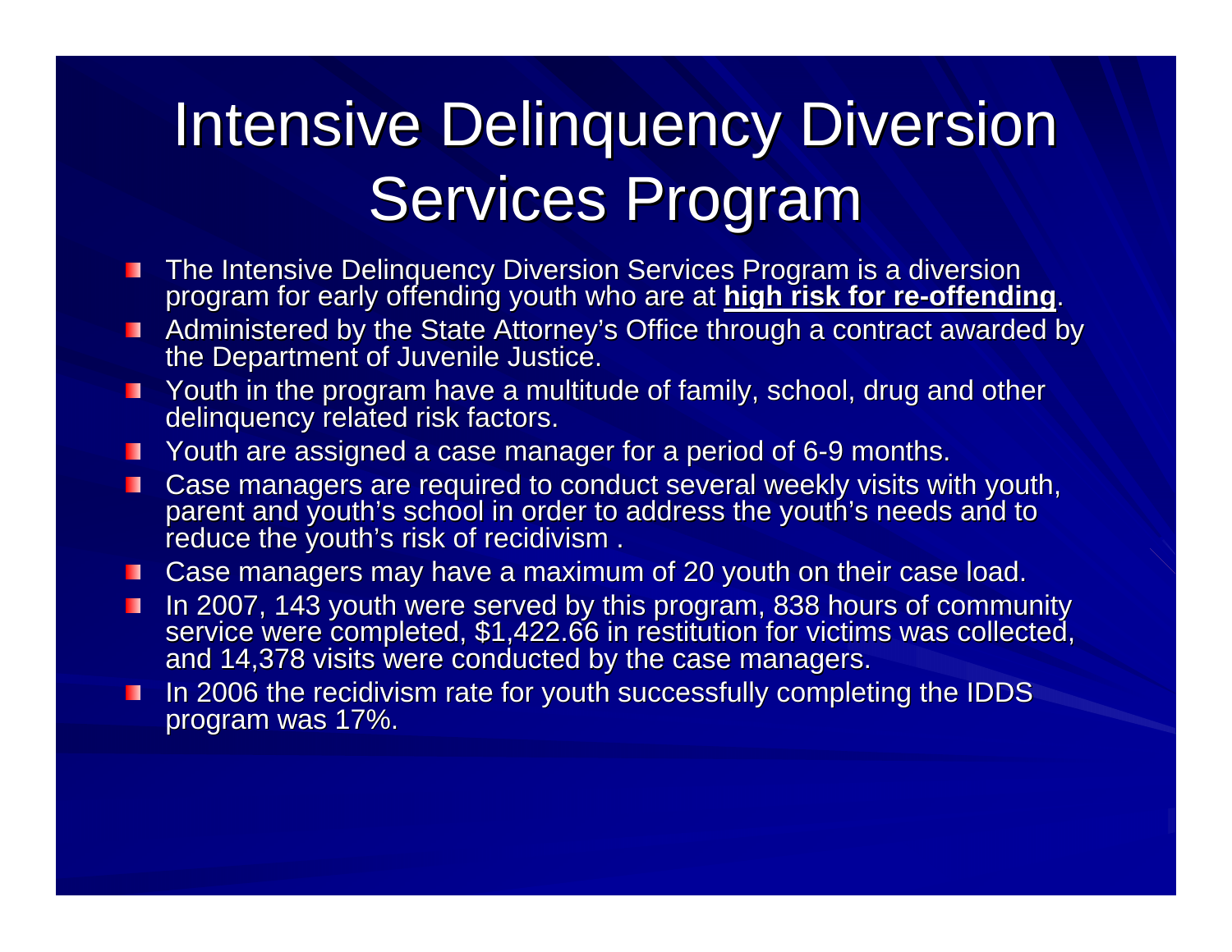# Intensive Delinquency Diversion Services Program

- The Intensive Delinquency Diversion Services Program is a diversion program for early offending youth who are at **high risk for re-offending**.
- Administered by the State Attorney's Office through a contract awarded by the Department of Juvenile Justice.
- Youth in the program have a multitude of family, school, drug and other delinquency related risk factors.
- Youth are assigned a case manager for a period of 6-9 months.
- Case managers are required to conduct several weekly visits with youth, parent and youth's school in order to address the youth's needs and to reduce the youth's risk of recidivism .
- Case managers may have a maximum of 20 youth on their case load.
- In 2007, 143 youth were served by this program, 838 hours of community service were completed, $1,422.66 in restitution for victims was collected, and 14,378 visits were conducted by the case managers.
- In 2006 the recidivism rate for youth successfully completing the IDDS program was 17%.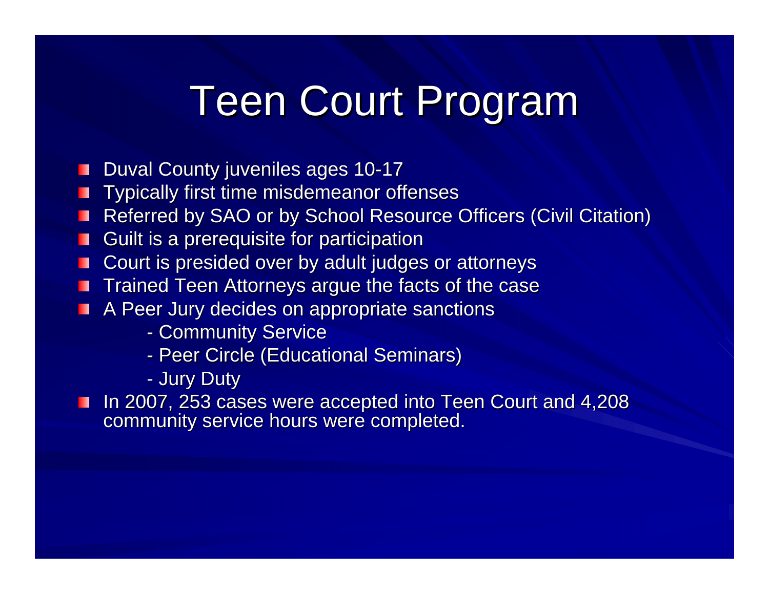# Teen Court Program

- Duval County juveniles ages 10-17
- Typically first time misdemeanor offenses
- Referred by SAO or by School Resource Officers (Civil Citation)
- Guilt is a prerequisite for participation
- Court is presided over by adult judges or attorneys
- Trained Teen Attorneys argue the facts of the case
- A Peer Jury decides on appropriate sanctions
  - Community Service
  - Peer Circle (Educational Seminars)
  - Jury Duty
- In 2007, 253 cases were accepted into Teen Court and 4,208 community service hours were completed.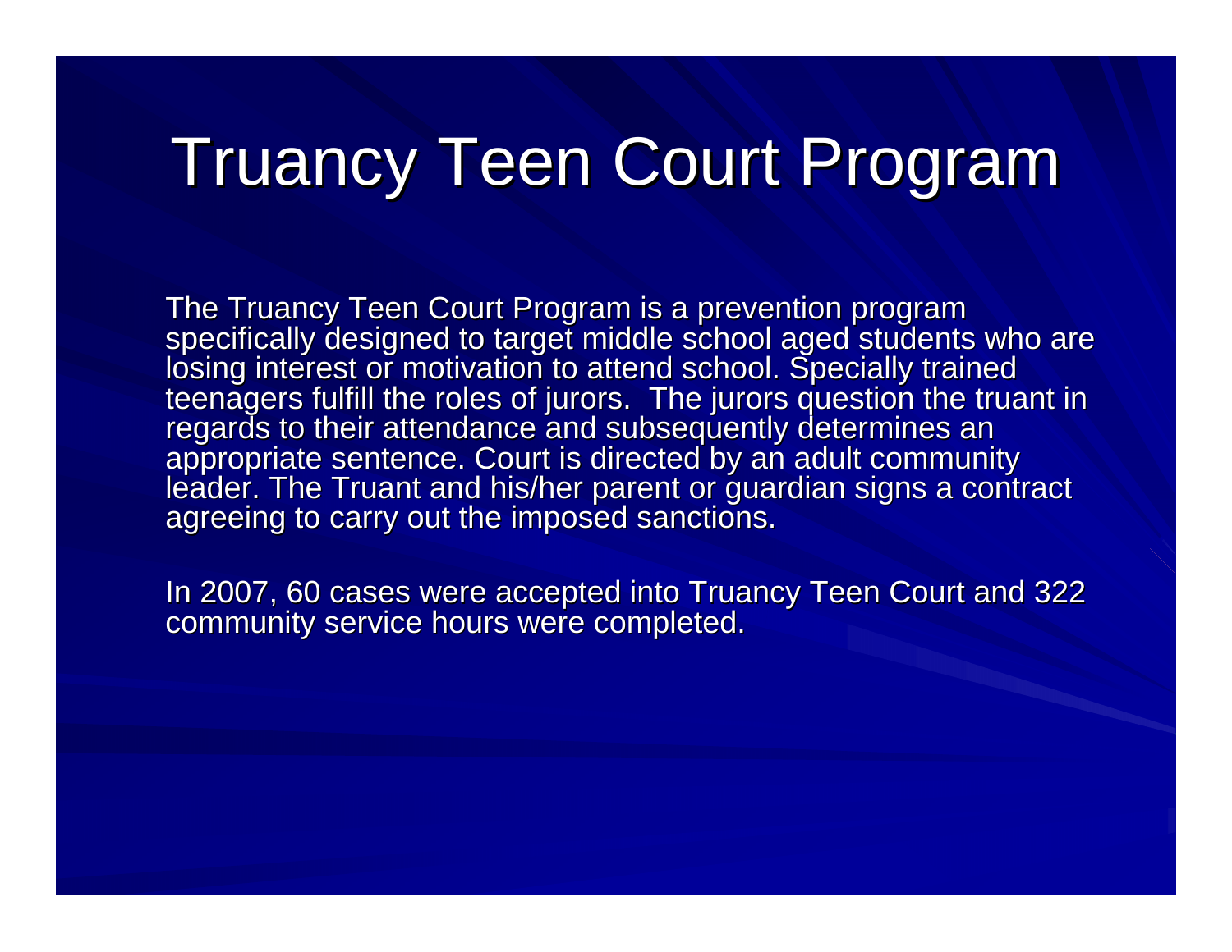# Truancy Teen Court Program

The Truancy Teen Court Program is a prevention program specifically designed to target middle school aged students who are losing interest or motivation to attend school. Specially trained teenagers fulfill the roles of jurors. The jurors question the truant in regards to their attendance and subsequently determines an appropriate sentence. Court is directed by an adult community leader. The Truant and his/her parent or guardian signs a contract agreeing to carry out the imposed sanctions.

In 2007, 60 cases were accepted into Truancy Teen Court and 322 community service hours were completed.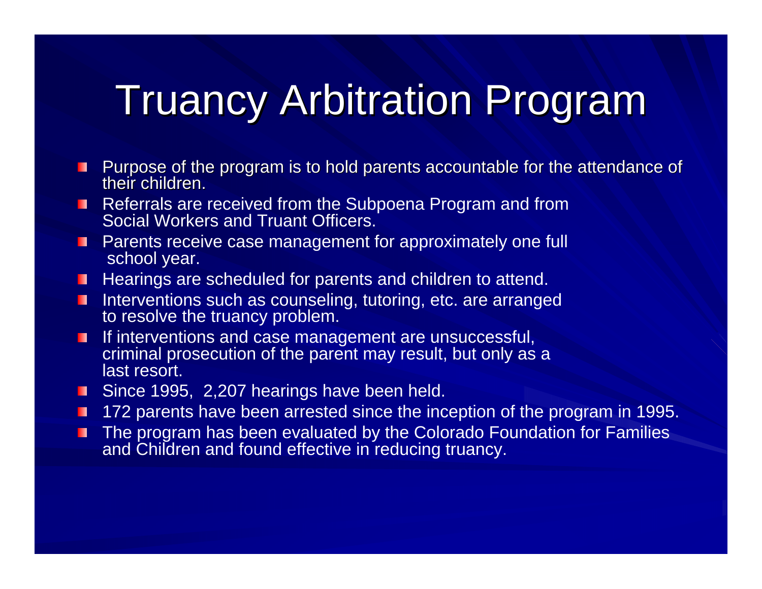# Truancy Arbitration Program

- Purpose of the program is to hold parents accountable for the attendance of their children.
- Referrals are received from the Subpoena Program and from Social Workers and Truant Officers.
- Parents receive case management for approximately one full school year.
- Hearings are scheduled for parents and children to attend.
- Interventions such as counseling, tutoring, etc. are arranged to resolve the truancy problem.
- If interventions and case management are unsuccessful, criminal prosecution of the parent may result, but only as a last resort.
- Since 1995, 2,207 hearings have been held.
- 172 parents have been arrested since the inception of the program in 1995.
- The program has been evaluated by the Colorado Foundation for Families and Children and found effective in reducing truancy.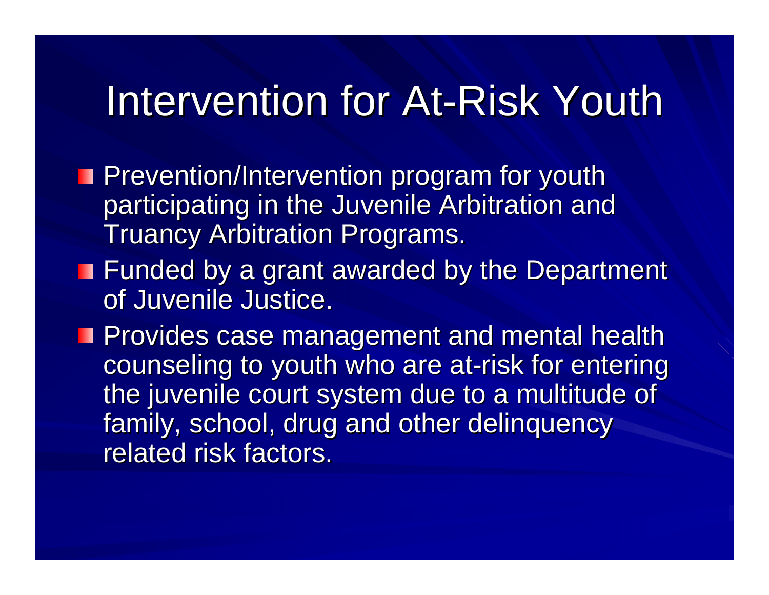# Intervention for At-Risk Youth

- Prevention/Intervention program for youth participating in the Juvenile Arbitration and Truancy Arbitration Programs.
- Funded by a grant awarded by the Department of Juvenile Justice.
- Provides case management and mental health counseling to youth who are at-risk for entering the juvenile court system due to a multitude of family, school, drug and other delinquency related risk factors.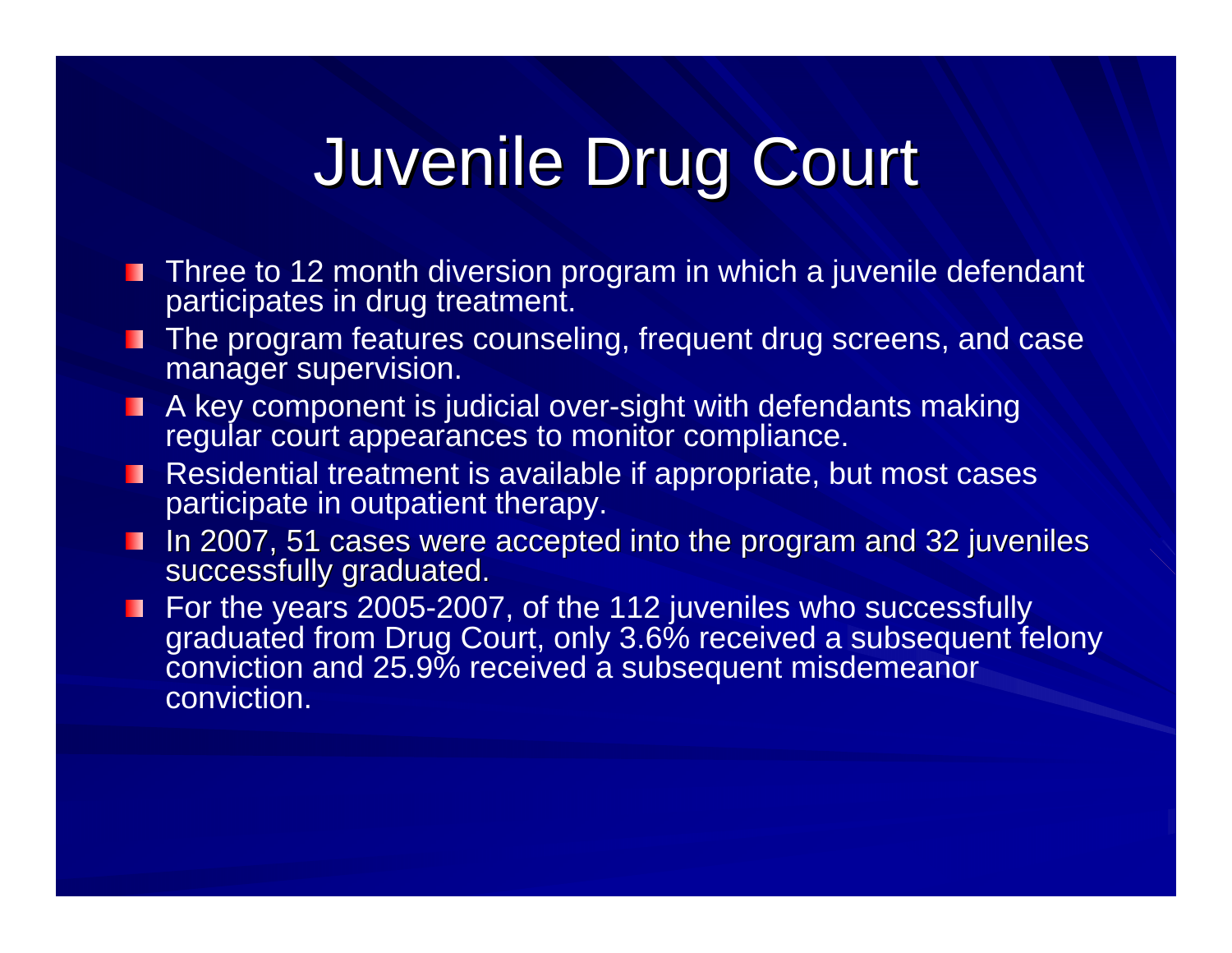# Juvenile Drug Court

- Three to 12 month diversion program in which a juvenile defendant participates in drug treatment.
- The program features counseling, frequent drug screens, and case manager supervision.
- A key component is judicial over-sight with defendants making regular court appearances to monitor compliance.
- Residential treatment is available if appropriate, but most cases participate in outpatient therapy.
- In 2007, 51 cases were accepted into the program and 32 juveniles successfully graduated.
- For the years 2005-2007, of the 112 juveniles who successfully graduated from Drug Court, only 3.6% received a subsequent felony conviction and 25.9% received a subsequent misdemeanor conviction.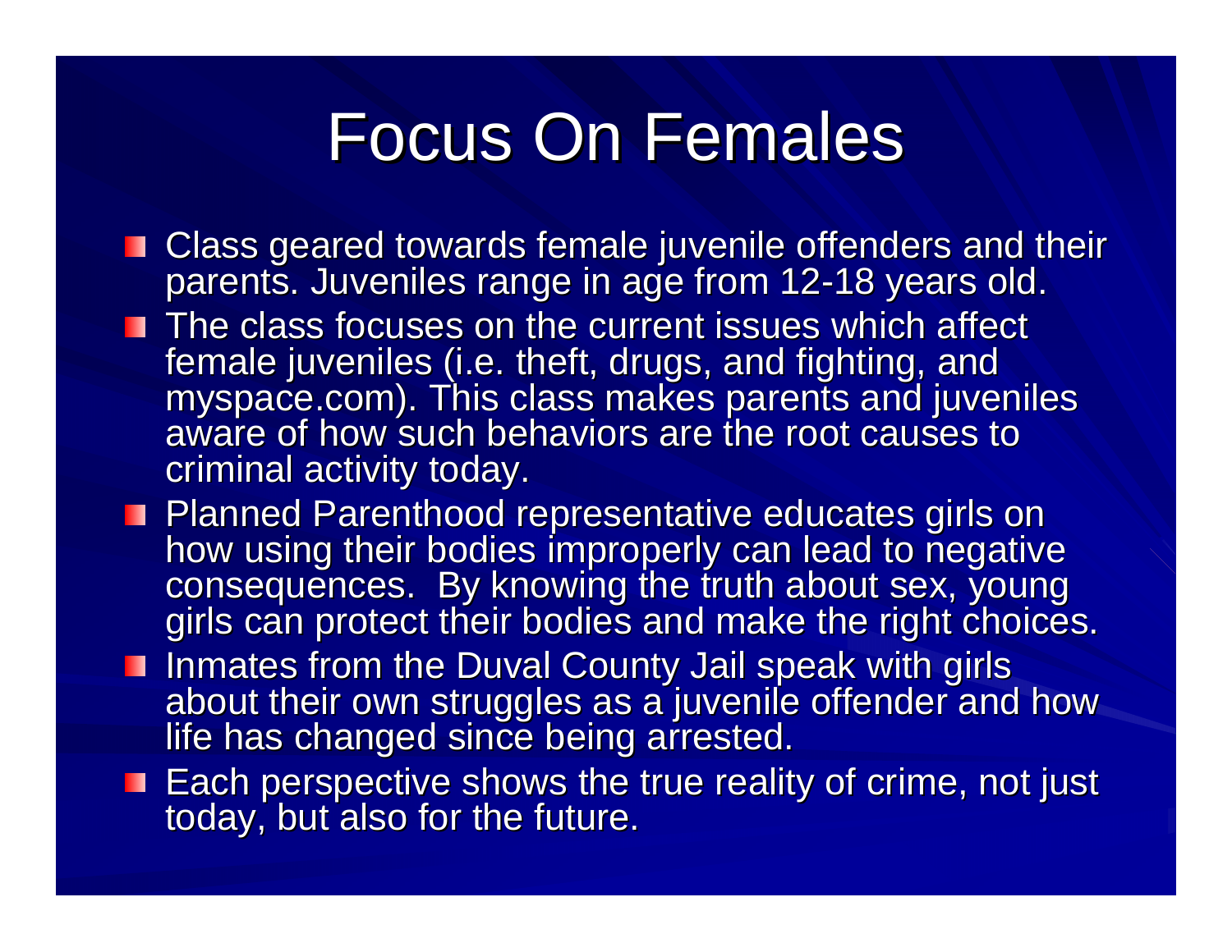# Focus On Females

- Class geared towards female juvenile offenders and their parents. Juveniles range in age from 12-18 years old.
- The class focuses on the current issues which affect female juveniles (i.e. theft, drugs, and fighting, and myspace.com). This class makes parents and juveniles aware of how such behaviors are the root causes to criminal activity today.
- Planned Parenthood representative educates girls on how using their bodies improperly can lead to negative consequences. By knowing the truth about sex, young girls can protect their bodies and make the right choices.
- Inmates from the Duval County Jail speak with girls about their own struggles as a juvenile offender and how life has changed since being arrested.
- Each perspective shows the true reality of crime, not just today, but also for the future.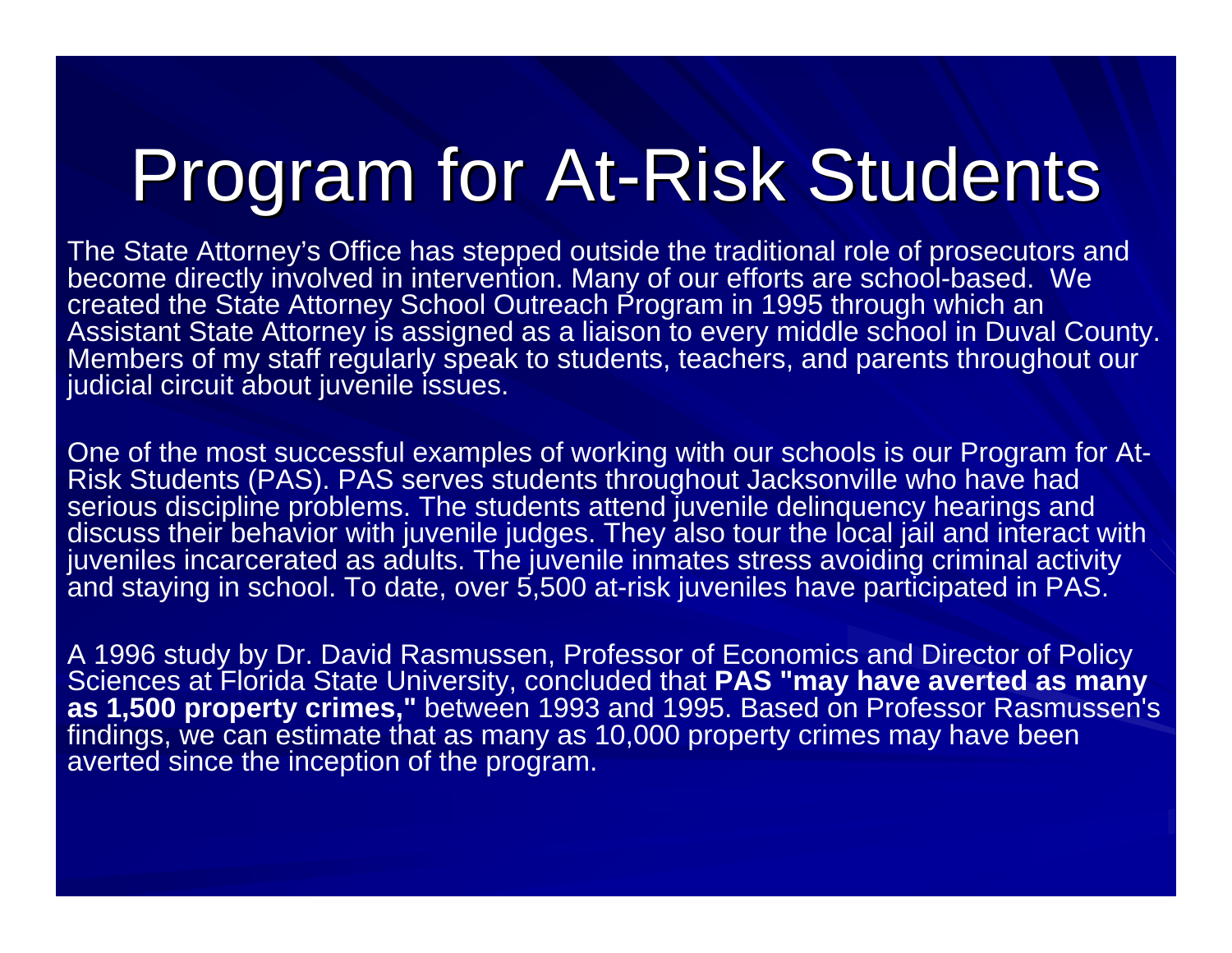# Program for At-Risk Students

The State Attorney's Office has stepped outside the traditional role of prosecutors and become directly involved in intervention. Many of our efforts are school-based. We created the State Attorney School Outreach Program in 1995 through which an Assistant State Attorney is assigned as a liaison to every middle school in Duval County. Members of my staff regularly speak to students, teachers, and parents throughout our judicial circuit about juvenile issues.

One of the most successful examples of working with our schools is our Program for At-Risk Students (PAS). PAS serves students throughout Jacksonville who have had serious discipline problems. The students attend juvenile delinquency hearings and discuss their behavior with juvenile judges. They also tour the local jail and interact with juveniles incarcerated as adults. The juvenile inmates stress avoiding criminal activity and staying in school. To date, over 5,500 at-risk juveniles have participated in PAS.

A 1996 study by Dr. David Rasmussen, Professor of Economics and Director of Policy Sciences at Florida State University, concluded that **PAS "may have averted as many as 1,500 property crimes,"** between 1993 and 1995. Based on Professor Rasmussen's findings, we can estimate that as many as 10,000 property crimes may have been averted since the inception of the program.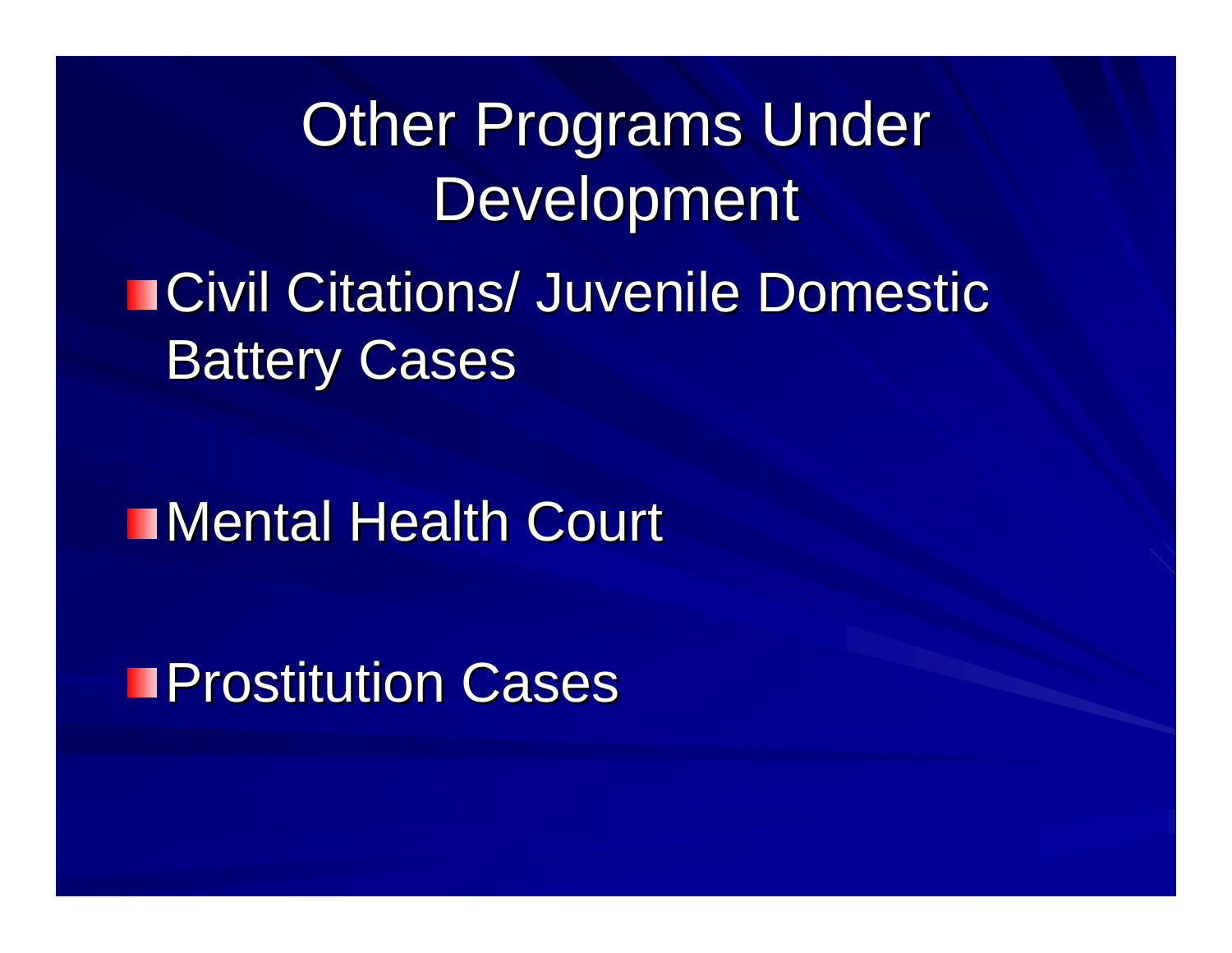# Other Programs Under Development

- Civil Citations/ Juvenile Domestic Battery Cases
- Mental Health Court
- Prostitution Cases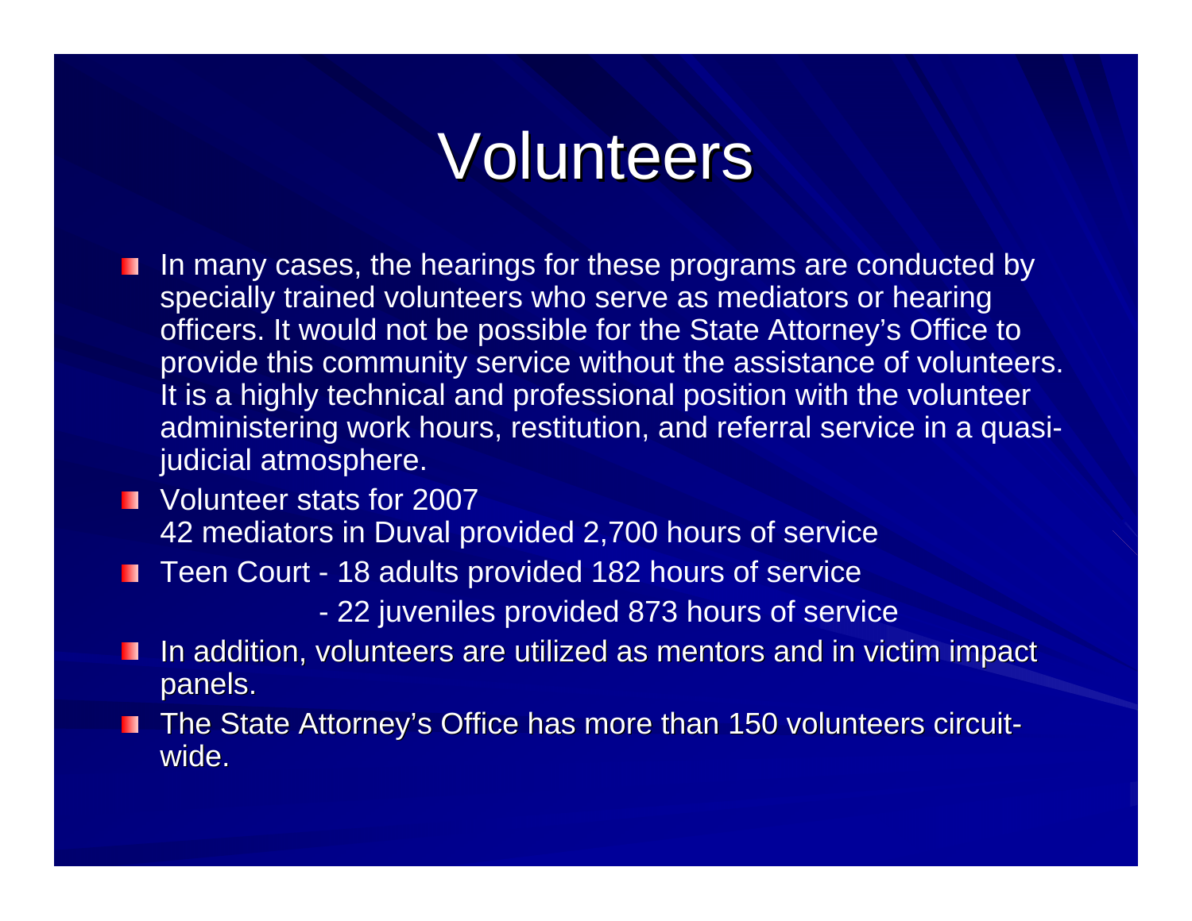# Volunteers

- In many cases, the hearings for these programs are conducted by specially trained volunteers who serve as mediators or hearing officers. It would not be possible for the State Attorney's Office to provide this community service without the assistance of volunteers. It is a highly technical and professional position with the volunteer administering work hours, restitution, and referral service in a quasi-judicial atmosphere.
- Volunteer stats for 2007
  42 mediators in Duval provided 2,700 hours of service
- Teen Court - 18 adults provided 182 hours of service
  - 22 juveniles provided 873 hours of service
- In addition, volunteers are utilized as mentors and in victim impact panels.
- The State Attorney's Office has more than 150 volunteers circuit-wide.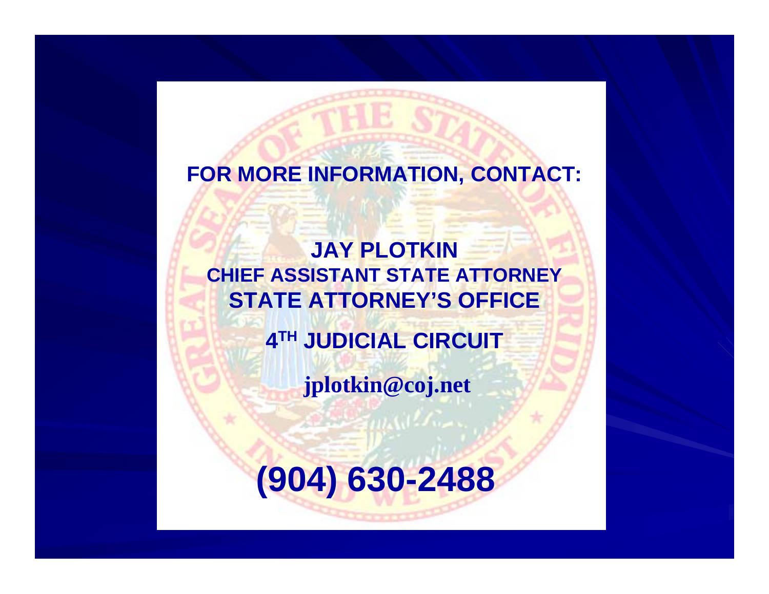**FOR MORE INFORMATION, CONTACT:**

**JAY PLOTKIN**

**CHIEF ASSISTANT STATE ATTORNEY**

**STATE ATTORNEY'S OFFICE**

**4TH JUDICIAL CIRCUIT**

**jplotkin@coj.net**

**(904) 630-2488**